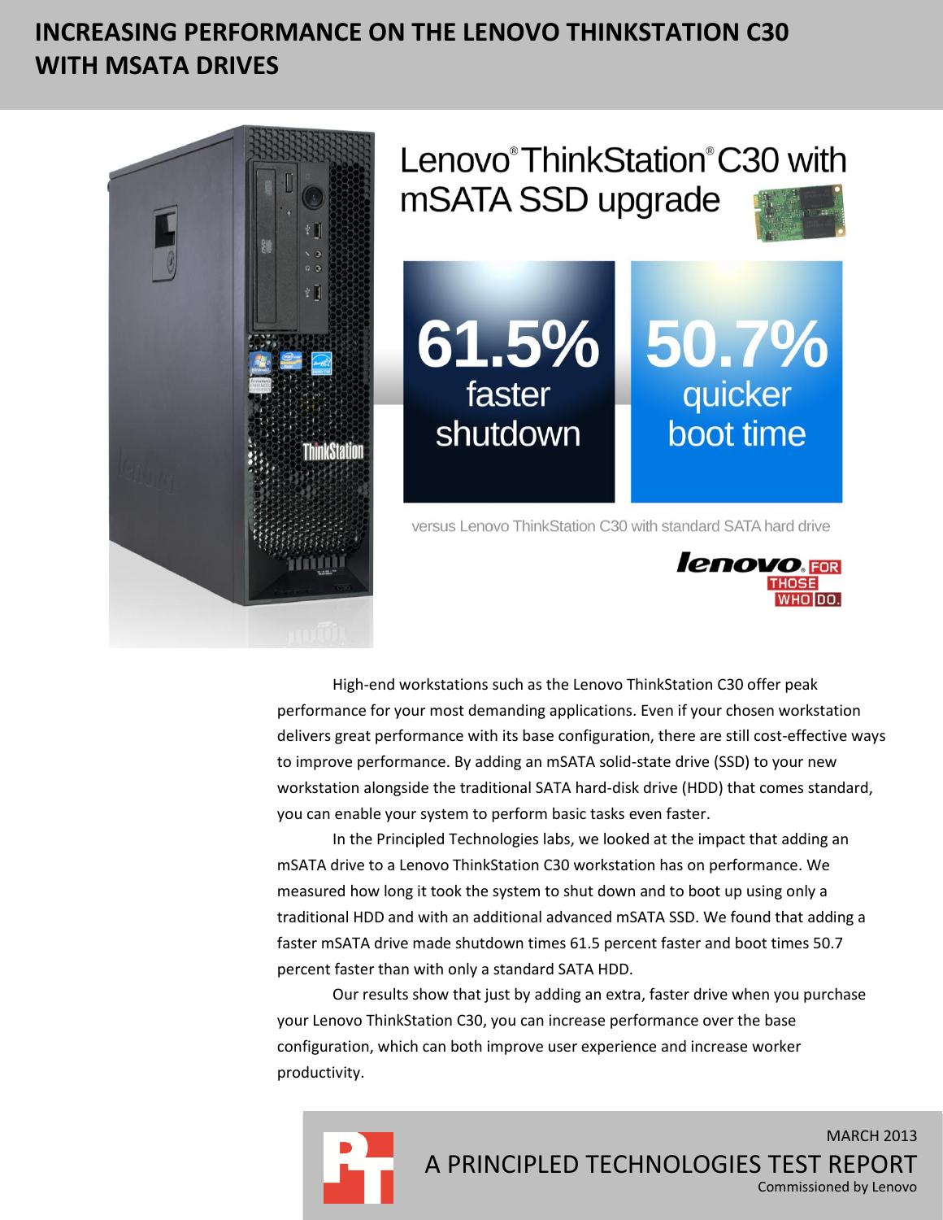# INCREASING PERFORMANCE ON THE LENOVO THINKSTATION C30 WITH MSATA DRIVES

## Lenovo® ThinkStation® C30 with mSATA SSD upgrade

**61.5%** faster shutdown

**50.7%** quicker boot time

versus Lenovo ThinkStation C30 with standard SATA hard drive

High-end workstations such as the Lenovo ThinkStation C30 offer peak performance for your most demanding applications. Even if your chosen workstation delivers great performance with its base configuration, there are still cost-effective ways to improve performance. By adding an mSATA solid-state drive (SSD) to your new workstation alongside the traditional SATA hard-disk drive (HDD) that comes standard, you can enable your system to perform basic tasks even faster.

In the Principled Technologies labs, we looked at the impact that adding an mSATA drive to a Lenovo ThinkStation C30 workstation has on performance. We measured how long it took the system to shut down and to boot up using only a traditional HDD and with an additional advanced mSATA SSD. We found that adding a faster mSATA drive made shutdown times 61.5 percent faster and boot times 50.7 percent faster than with only a standard SATA HDD.

Our results show that just by adding an extra, faster drive when you purchase your Lenovo ThinkStation C30, you can increase performance over the base configuration, which can both improve user experience and increase worker productivity.

MARCH 2013

A PRINCIPLED TECHNOLOGIES TEST REPORT

Commissioned by Lenovo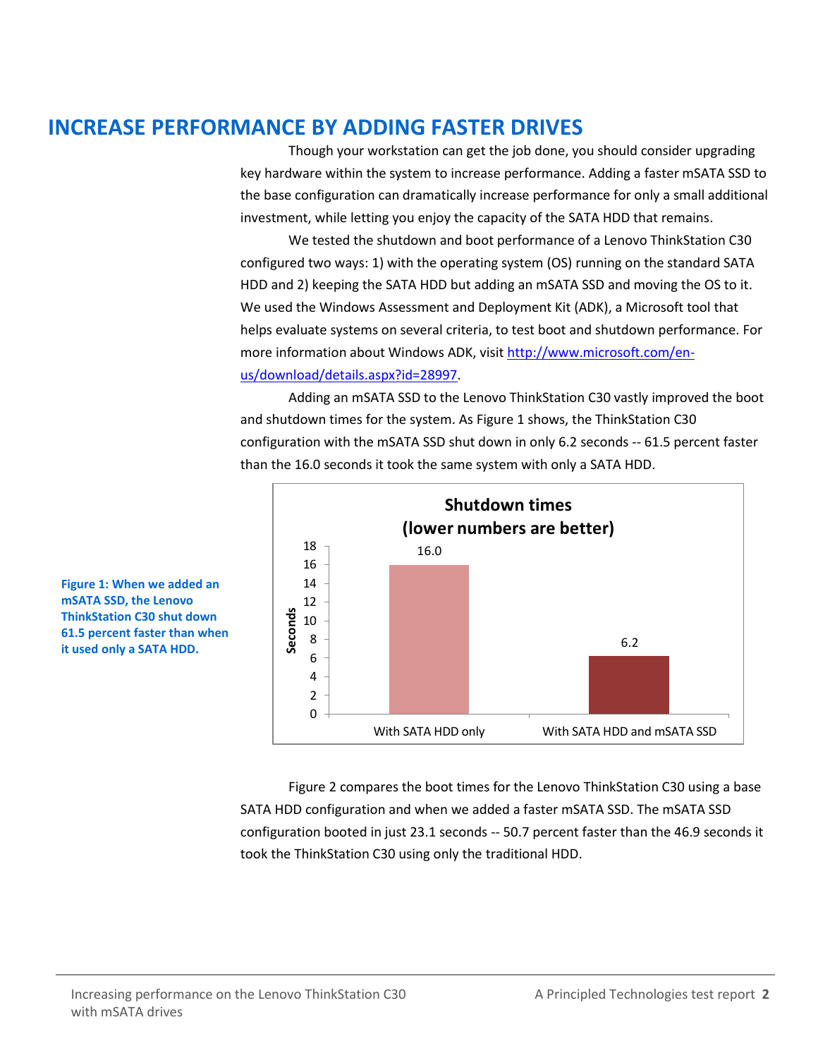# INCREASE PERFORMANCE BY ADDING FASTER DRIVES

Though your workstation can get the job done, you should consider upgrading key hardware within the system to increase performance. Adding a faster mSATA SSD to the base configuration can dramatically increase performance for only a small additional investment, while letting you enjoy the capacity of the SATA HDD that remains.

We tested the shutdown and boot performance of a Lenovo ThinkStation C30 configured two ways: 1) with the operating system (OS) running on the standard SATA HDD and 2) keeping the SATA HDD but adding an mSATA SSD and moving the OS to it. We used the Windows Assessment and Deployment Kit (ADK), a Microsoft tool that helps evaluate systems on several criteria, to test boot and shutdown performance. For more information about Windows ADK, visit [http://www.microsoft.com/en-us/download/details.aspx?id=28997](http://www.microsoft.com/en-us/download/details.aspx?id=28997).

Adding an mSATA SSD to the Lenovo ThinkStation C30 vastly improved the boot and shutdown times for the system. As Figure 1 shows, the ThinkStation C30 configuration with the mSATA SSD shut down in only 6.2 seconds -- 61.5 percent faster than the 16.0 seconds it took the same system with only a SATA HDD.

**Shutdown times (lower numbers are better)**

| | Seconds |
|---|---|
| With SATA HDD only | 16.0 |
| With SATA HDD and mSATA SSD | 6.2 |

**Figure 1: When we added an mSATA SSD, the Lenovo ThinkStation C30 shut down 61.5 percent faster than when it used only a SATA HDD.**

Figure 2 compares the boot times for the Lenovo ThinkStation C30 using a base SATA HDD configuration and when we added a faster mSATA SSD. The mSATA SSD configuration booted in just 23.1 seconds -- 50.7 percent faster than the 46.9 seconds it took the ThinkStation C30 using only the traditional HDD.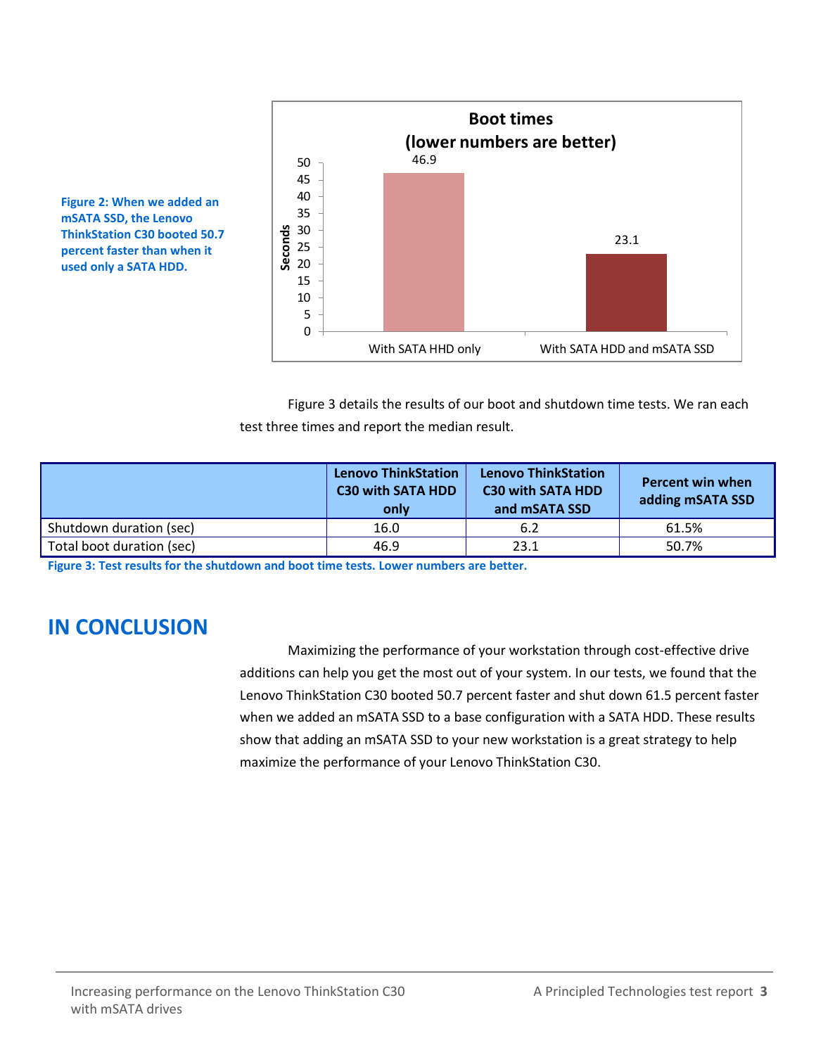Figure 2: When we added an mSATA SSD, the Lenovo ThinkStation C30 booted 50.7 percent faster than when it used only a SATA HDD.

Boot times
(lower numbers are better)

| | Seconds |
|---|---|
| With SATA HHD only | 46.9 |
| With SATA HDD and mSATA SSD | 23.1 |

Figure 3 details the results of our boot and shutdown time tests. We ran each test three times and report the median result.

| | Lenovo ThinkStation C30 with SATA HDD only | Lenovo ThinkStation C30 with SATA HDD and mSATA SSD | Percent win when adding mSATA SSD |
|---|---|---|---|
| Shutdown duration (sec) | 16.0 | 6.2 | 61.5% |
| Total boot duration (sec) | 46.9 | 23.1 | 50.7% |

**Figure 3: Test results for the shutdown and boot time tests. Lower numbers are better.**

## IN CONCLUSION

Maximizing the performance of your workstation through cost-effective drive additions can help you get the most out of your system. In our tests, we found that the Lenovo ThinkStation C30 booted 50.7 percent faster and shut down 61.5 percent faster when we added an mSATA SSD to a base configuration with a SATA HDD. These results show that adding an mSATA SSD to your new workstation is a great strategy to help maximize the performance of your Lenovo ThinkStation C30.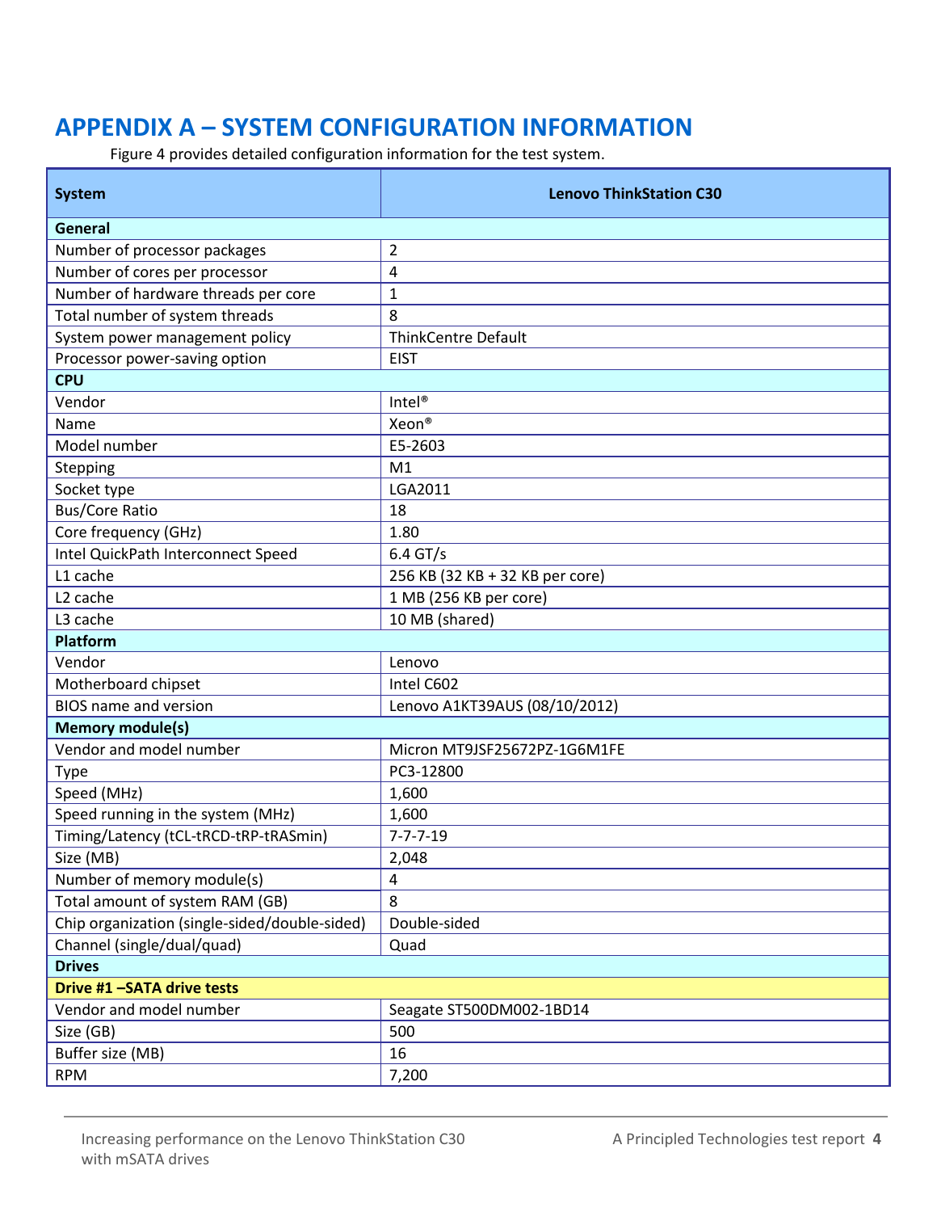## APPENDIX A – SYSTEM CONFIGURATION INFORMATION

Figure 4 provides detailed configuration information for the test system.

| System | Lenovo ThinkStation C30 |
|---|---|
| **General** | |
| Number of processor packages | 2 |
| Number of cores per processor | 4 |
| Number of hardware threads per core | 1 |
| Total number of system threads | 8 |
| System power management policy | ThinkCentre Default |
| Processor power-saving option | EIST |
| **CPU** | |
| Vendor | Intel® |
| Name | Xeon® |
| Model number | E5-2603 |
| Stepping | M1 |
| Socket type | LGA2011 |
| Bus/Core Ratio | 18 |
| Core frequency (GHz) | 1.80 |
| Intel QuickPath Interconnect Speed | 6.4 GT/s |
| L1 cache | 256 KB (32 KB + 32 KB per core) |
| L2 cache | 1 MB (256 KB per core) |
| L3 cache | 10 MB (shared) |
| **Platform** | |
| Vendor | Lenovo |
| Motherboard chipset | Intel C602 |
| BIOS name and version | Lenovo A1KT39AUS (08/10/2012) |
| **Memory module(s)** | |
| Vendor and model number | Micron MT9JSF25672PZ-1G6M1FE |
| Type | PC3-12800 |
| Speed (MHz) | 1,600 |
| Speed running in the system (MHz) | 1,600 |
| Timing/Latency (tCL-tRCD-tRP-tRASmin) | 7-7-7-19 |
| Size (MB) | 2,048 |
| Number of memory module(s) | 4 |
| Total amount of system RAM (GB) | 8 |
| Chip organization (single-sided/double-sided) | Double-sided |
| Channel (single/dual/quad) | Quad |
| **Drives** | |
| **Drive #1 –SATA drive tests** | |
| Vendor and model number | Seagate ST500DM002-1BD14 |
| Size (GB) | 500 |
| Buffer size (MB) | 16 |
| RPM | 7,200 |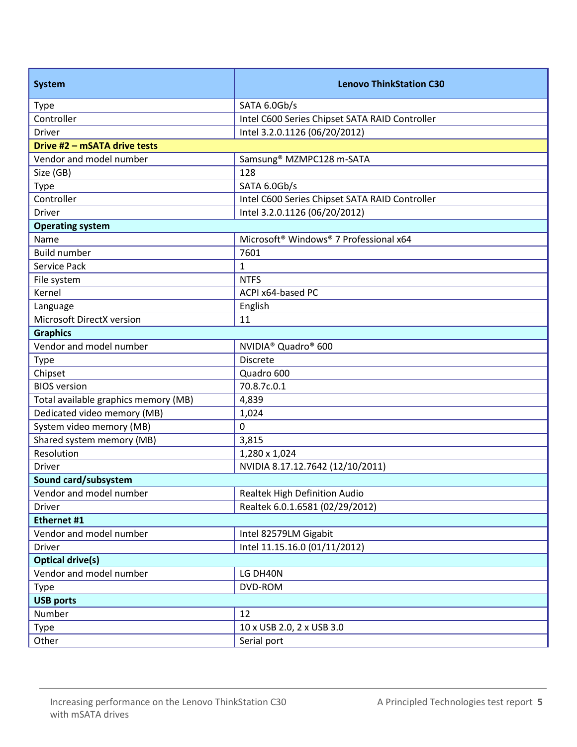| System | Lenovo ThinkStation C30 |
| --- | --- |
| Type | SATA 6.0Gb/s |
| Controller | Intel C600 Series Chipset SATA RAID Controller |
| Driver | Intel 3.2.0.1126 (06/20/2012) |
| **Drive #2 – mSATA drive tests** | |
| Vendor and model number | Samsung® MZMPC128 m-SATA |
| Size (GB) | 128 |
| Type | SATA 6.0Gb/s |
| Controller | Intel C600 Series Chipset SATA RAID Controller |
| Driver | Intel 3.2.0.1126 (06/20/2012) |
| **Operating system** | |
| Name | Microsoft® Windows® 7 Professional x64 |
| Build number | 7601 |
| Service Pack | 1 |
| File system | NTFS |
| Kernel | ACPI x64-based PC |
| Language | English |
| Microsoft DirectX version | 11 |
| **Graphics** | |
| Vendor and model number | NVIDIA® Quadro® 600 |
| Type | Discrete |
| Chipset | Quadro 600 |
| BIOS version | 70.8.7c.0.1 |
| Total available graphics memory (MB) | 4,839 |
| Dedicated video memory (MB) | 1,024 |
| System video memory (MB) | 0 |
| Shared system memory (MB) | 3,815 |
| Resolution | 1,280 x 1,024 |
| Driver | NVIDIA 8.17.12.7642 (12/10/2011) |
| **Sound card/subsystem** | |
| Vendor and model number | Realtek High Definition Audio |
| Driver | Realtek 6.0.1.6581 (02/29/2012) |
| **Ethernet #1** | |
| Vendor and model number | Intel 82579LM Gigabit |
| Driver | Intel 11.15.16.0 (01/11/2012) |
| **Optical drive(s)** | |
| Vendor and model number | LG DH40N |
| Type | DVD-ROM |
| **USB ports** | |
| Number | 12 |
| Type | 10 x USB 2.0, 2 x USB 3.0 |
| Other | Serial port |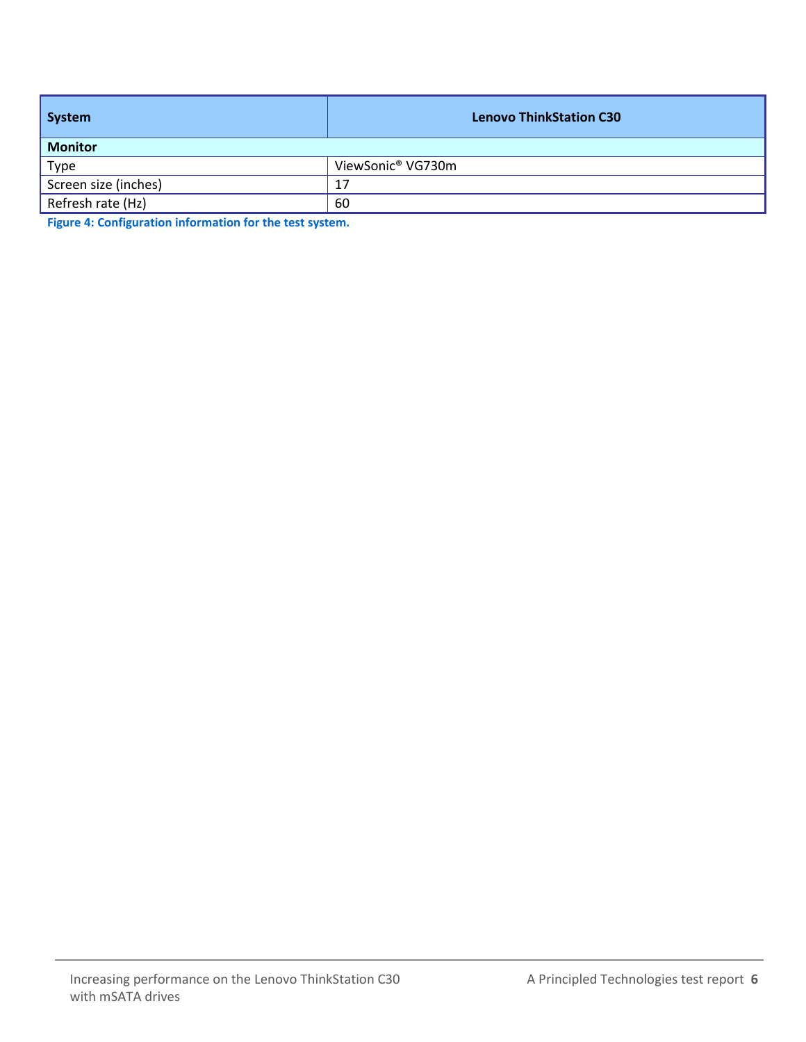| System | Lenovo ThinkStation C30 |
| --- | --- |
| **Monitor** | |
| Type | ViewSonic® VG730m |
| Screen size (inches) | 17 |
| Refresh rate (Hz) | 60 |

**Figure 4: Configuration information for the test system.**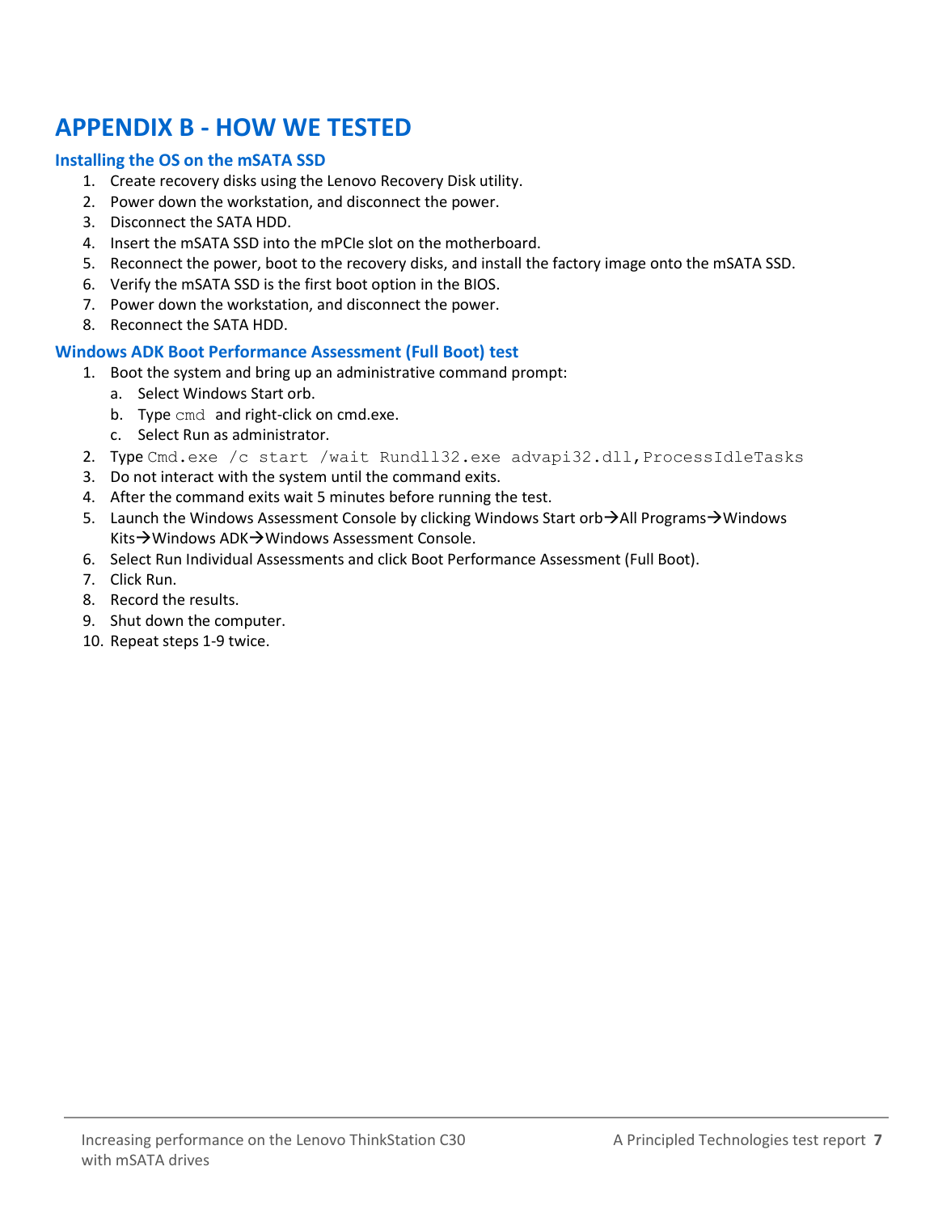# APPENDIX B - HOW WE TESTED

## Installing the OS on the mSATA SSD

1. Create recovery disks using the Lenovo Recovery Disk utility.
2. Power down the workstation, and disconnect the power.
3. Disconnect the SATA HDD.
4. Insert the mSATA SSD into the mPCIe slot on the motherboard.
5. Reconnect the power, boot to the recovery disks, and install the factory image onto the mSATA SSD.
6. Verify the mSATA SSD is the first boot option in the BIOS.
7. Power down the workstation, and disconnect the power.
8. Reconnect the SATA HDD.

## Windows ADK Boot Performance Assessment (Full Boot) test

1. Boot the system and bring up an administrative command prompt:
   a. Select Windows Start orb.
   b. Type `cmd` and right-click on cmd.exe.
   c. Select Run as administrator.
2. Type `Cmd.exe /c start /wait Rundll32.exe advapi32.dll,ProcessIdleTasks`
3. Do not interact with the system until the command exits.
4. After the command exits wait 5 minutes before running the test.
5. Launch the Windows Assessment Console by clicking Windows Start orb→All Programs→Windows Kits→Windows ADK→Windows Assessment Console.
6. Select Run Individual Assessments and click Boot Performance Assessment (Full Boot).
7. Click Run.
8. Record the results.
9. Shut down the computer.
10. Repeat steps 1-9 twice.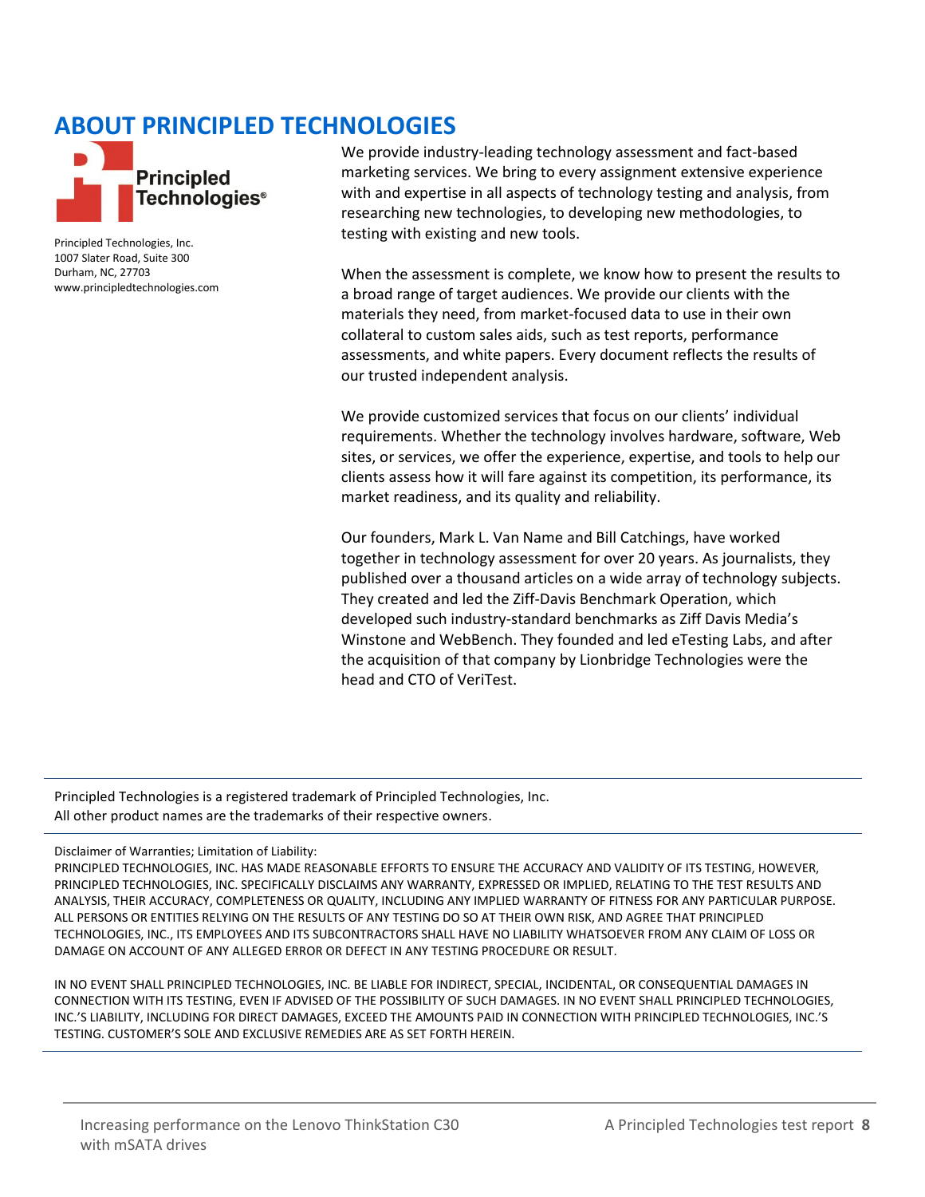## ABOUT PRINCIPLED TECHNOLOGIES

Principled Technologies, Inc.
1007 Slater Road, Suite 300
Durham, NC, 27703
www.principledtechnologies.com

We provide industry-leading technology assessment and fact-based marketing services. We bring to every assignment extensive experience with and expertise in all aspects of technology testing and analysis, from researching new technologies, to developing new methodologies, to testing with existing and new tools.

When the assessment is complete, we know how to present the results to a broad range of target audiences. We provide our clients with the materials they need, from market-focused data to use in their own collateral to custom sales aids, such as test reports, performance assessments, and white papers. Every document reflects the results of our trusted independent analysis.

We provide customized services that focus on our clients' individual requirements. Whether the technology involves hardware, software, Web sites, or services, we offer the experience, expertise, and tools to help our clients assess how it will fare against its competition, its performance, its market readiness, and its quality and reliability.

Our founders, Mark L. Van Name and Bill Catchings, have worked together in technology assessment for over 20 years. As journalists, they published over a thousand articles on a wide array of technology subjects. They created and led the Ziff-Davis Benchmark Operation, which developed such industry-standard benchmarks as Ziff Davis Media's Winstone and WebBench. They founded and led eTesting Labs, and after the acquisition of that company by Lionbridge Technologies were the head and CTO of VeriTest.

---

Principled Technologies is a registered trademark of Principled Technologies, Inc.
All other product names are the trademarks of their respective owners.

---

Disclaimer of Warranties; Limitation of Liability:
PRINCIPLED TECHNOLOGIES, INC. HAS MADE REASONABLE EFFORTS TO ENSURE THE ACCURACY AND VALIDITY OF ITS TESTING, HOWEVER, PRINCIPLED TECHNOLOGIES, INC. SPECIFICALLY DISCLAIMS ANY WARRANTY, EXPRESSED OR IMPLIED, RELATING TO THE TEST RESULTS AND ANALYSIS, THEIR ACCURACY, COMPLETENESS OR QUALITY, INCLUDING ANY IMPLIED WARRANTY OF FITNESS FOR ANY PARTICULAR PURPOSE. ALL PERSONS OR ENTITIES RELYING ON THE RESULTS OF ANY TESTING DO SO AT THEIR OWN RISK, AND AGREE THAT PRINCIPLED TECHNOLOGIES, INC., ITS EMPLOYEES AND ITS SUBCONTRACTORS SHALL HAVE NO LIABILITY WHATSOEVER FROM ANY CLAIM OF LOSS OR DAMAGE ON ACCOUNT OF ANY ALLEGED ERROR OR DEFECT IN ANY TESTING PROCEDURE OR RESULT.

IN NO EVENT SHALL PRINCIPLED TECHNOLOGIES, INC. BE LIABLE FOR INDIRECT, SPECIAL, INCIDENTAL, OR CONSEQUENTIAL DAMAGES IN CONNECTION WITH ITS TESTING, EVEN IF ADVISED OF THE POSSIBILITY OF SUCH DAMAGES. IN NO EVENT SHALL PRINCIPLED TECHNOLOGIES, INC.'S LIABILITY, INCLUDING FOR DIRECT DAMAGES, EXCEED THE AMOUNTS PAID IN CONNECTION WITH PRINCIPLED TECHNOLOGIES, INC.'S TESTING. CUSTOMER'S SOLE AND EXCLUSIVE REMEDIES ARE AS SET FORTH HEREIN.